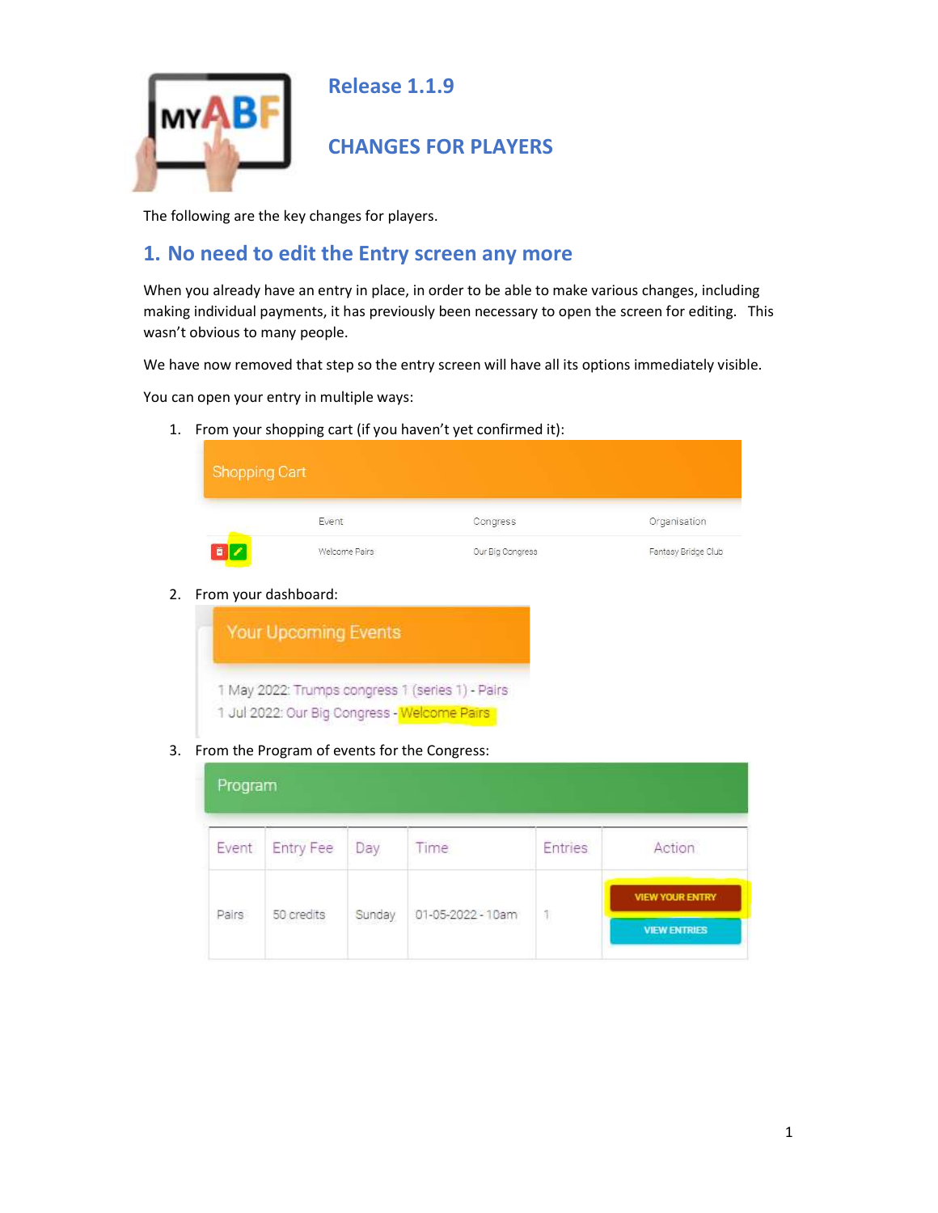# Release 1.1.9

## CHANGES FOR PLAYERS

The following are the key changes for players.

## 1. No need to edit the Entry screen any more

When you already have an entry in place, in order to be able to make various changes, including making individual payments, it has previously been necessary to open the screen for editing. This wasn't obvious to many people.

We have now removed that step so the entry screen will have all its options immediately visible.

You can open your entry in multiple ways:

1. From your shopping cart (if you haven't yet confirmed it):

   Shopping Cart

   | | Event | Congress | Organisation |
   |---|---|---|---|
   | | Welcome Pairs | Our Big Congress | Fantasy Bridge Club |

2. From your dashboard:

   Your Upcoming Events

   1 May 2022: Trumps congress 1 (series 1) - Pairs
   1 Jul 2022: Our Big Congress - Welcome Pairs

3. From the Program of events for the Congress:

   Program

   | Event | Entry Fee | Day | Time | Entries | Action |
   |---|---|---|---|---|---|
   | Pairs | 50 credits | Sunday | 01-05-2022 - 10am | 1 | VIEW YOUR ENTRY<br>VIEW ENTRIES |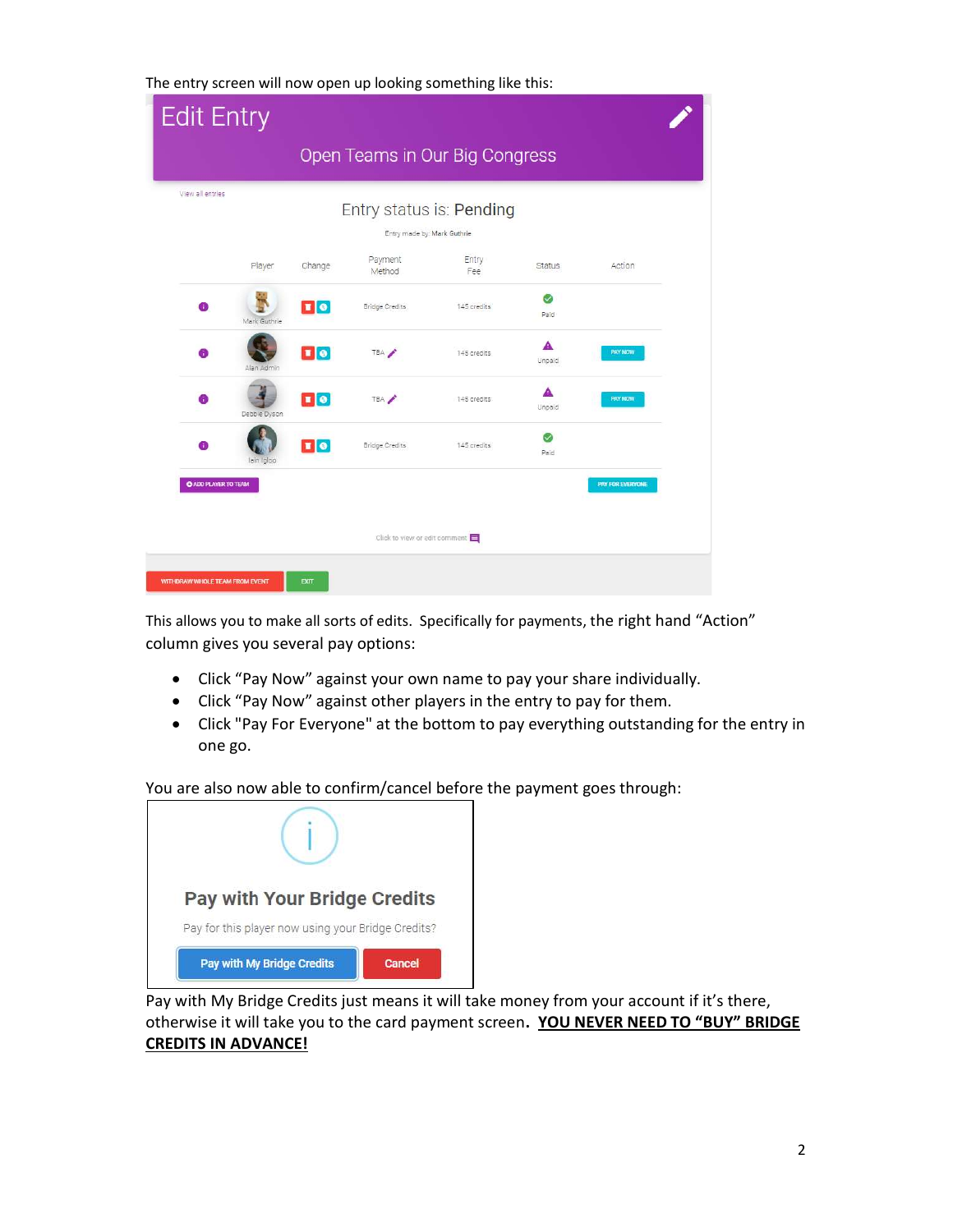The entry screen will now open up looking something like this:

This allows you to make all sorts of edits. Specifically for payments, the right hand "Action" column gives you several pay options:

- Click "Pay Now" against your own name to pay your share individually.
- Click "Pay Now" against other players in the entry to pay for them.
- Click "Pay For Everyone" at the bottom to pay everything outstanding for the entry in one go.

You are also now able to confirm/cancel before the payment goes through:

Pay with My Bridge Credits just means it will take money from your account if it's there, otherwise it will take you to the card payment screen. **<u>YOU NEVER NEED TO "BUY" BRIDGE CREDITS IN ADVANCE!</u>**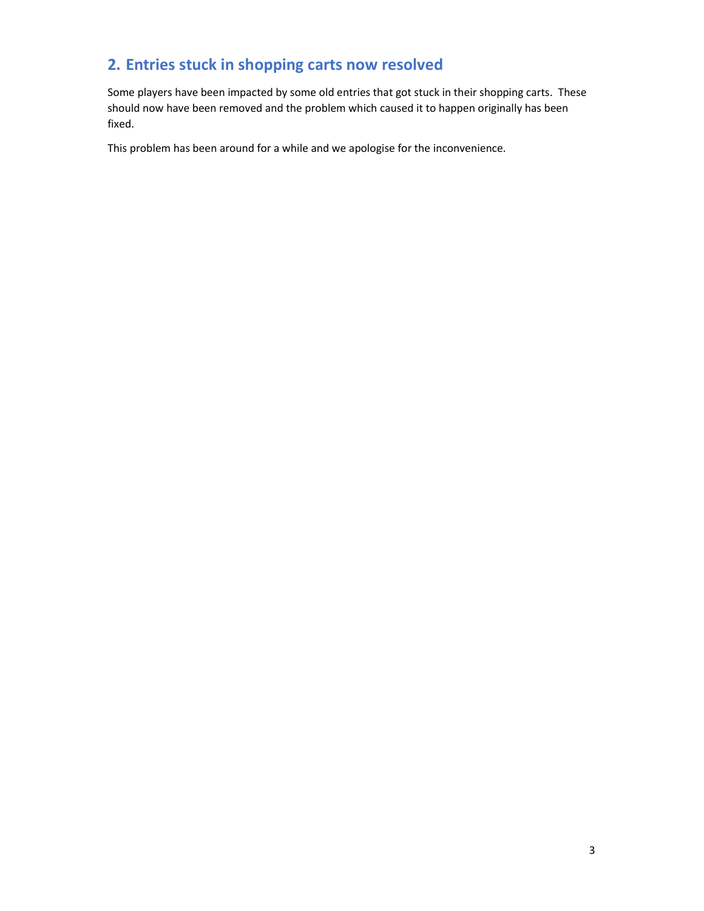## 2. Entries stuck in shopping carts now resolved

Some players have been impacted by some old entries that got stuck in their shopping carts. These should now have been removed and the problem which caused it to happen originally has been fixed.

This problem has been around for a while and we apologise for the inconvenience.